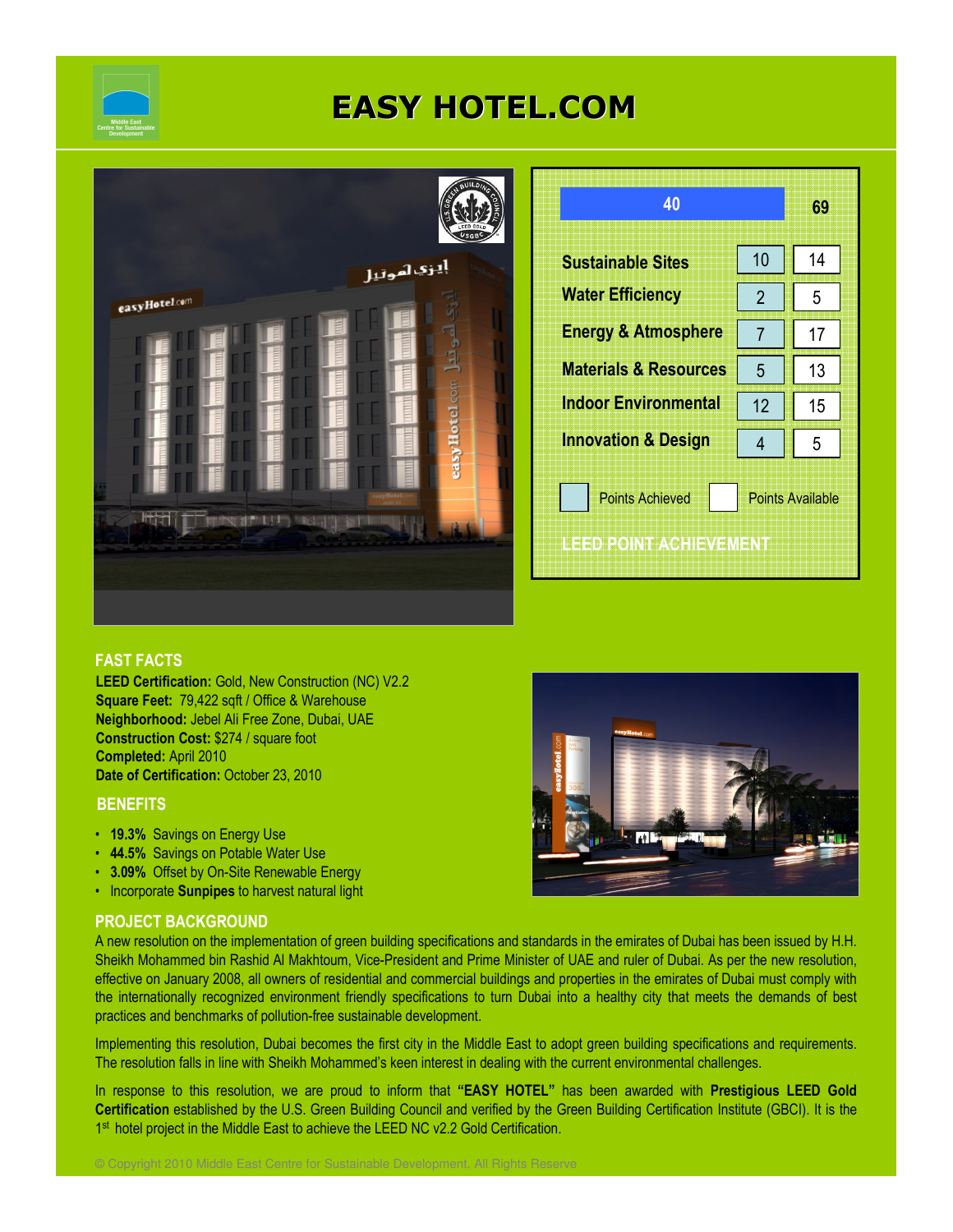# EASY HOTEL.COM

## LEED POINT ACHIEVEMENT

| Category | Points Achieved | Points Available |
|---|---|---|
| Total | 40 | 69 |
| Sustainable Sites | 10 | 14 |
| Water Efficiency | 2 | 5 |
| Energy & Atmosphere | 7 | 17 |
| Materials & Resources | 5 | 13 |
| Indoor Environmental | 12 | 15 |
| Innovation & Design | 4 | 5 |

## FAST FACTS

**LEED Certification:** Gold, New Construction (NC) V2.2
**Square Feet:** 79,422 sqft / Office & Warehouse
**Neighborhood:** Jebel Ali Free Zone, Dubai, UAE
**Construction Cost:** $274 / square foot
**Completed:** April 2010
**Date of Certification:** October 23, 2010

## BENEFITS

- **19.3%** Savings on Energy Use
- **44.5%** Savings on Potable Water Use
- **3.09%** Offset by On-Site Renewable Energy
- Incorporate **Sunpipes** to harvest natural light

## PROJECT BACKGROUND

A new resolution on the implementation of green building specifications and standards in the emirates of Dubai has been issued by H.H. Sheikh Mohammed bin Rashid Al Makhtoum, Vice-President and Prime Minister of UAE and ruler of Dubai. As per the new resolution, effective on January 2008, all owners of residential and commercial buildings and properties in the emirates of Dubai must comply with the internationally recognized environment friendly specifications to turn Dubai into a healthy city that meets the demands of best practices and benchmarks of pollution-free sustainable development.

Implementing this resolution, Dubai becomes the first city in the Middle East to adopt green building specifications and requirements. The resolution falls in line with Sheikh Mohammed's keen interest in dealing with the current environmental challenges.

In response to this resolution, we are proud to inform that **"EASY HOTEL"** has been awarded with **Prestigious LEED Gold Certification** established by the U.S. Green Building Council and verified by the Green Building Certification Institute (GBCI). It is the 1st hotel project in the Middle East to achieve the LEED NC v2.2 Gold Certification.

© Copyright 2010 Middle East Centre for Sustainable Development. All Rights Reserve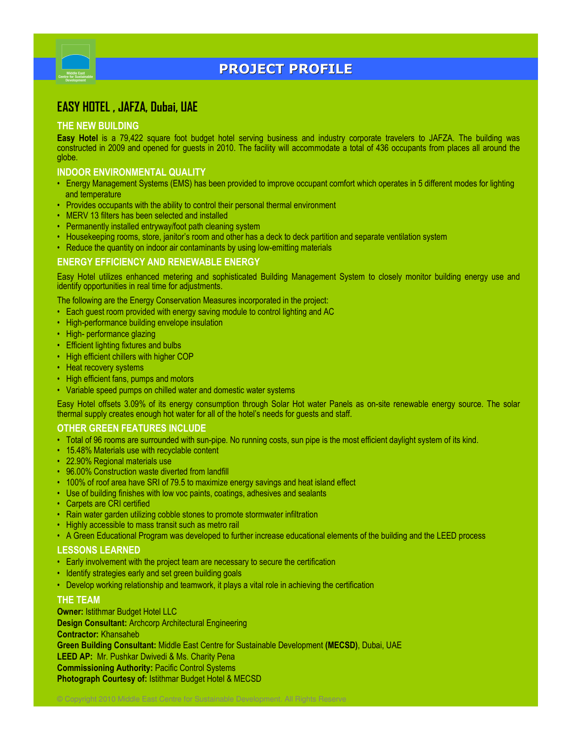# PROJECT PROFILE

## EASY HOTEL , JAFZA, Dubai, UAE

### THE NEW BUILDING

**Easy Hotel** is a 79,422 square foot budget hotel serving business and industry corporate travelers to JAFZA. The building was constructed in 2009 and opened for guests in 2010. The facility will accommodate a total of 436 occupants from places all around the globe.

### INDOOR ENVIRONMENTAL QUALITY

- Energy Management Systems (EMS) has been provided to improve occupant comfort which operates in 5 different modes for lighting and temperature
- Provides occupants with the ability to control their personal thermal environment
- MERV 13 filters has been selected and installed
- Permanently installed entryway/foot path cleaning system
- Housekeeping rooms, store, janitor's room and other has a deck to deck partition and separate ventilation system
- Reduce the quantity on indoor air contaminants by using low-emitting materials

### ENERGY EFFICIENCY AND RENEWABLE ENERGY

Easy Hotel utilizes enhanced metering and sophisticated Building Management System to closely monitor building energy use and identify opportunities in real time for adjustments.

The following are the Energy Conservation Measures incorporated in the project:

- Each guest room provided with energy saving module to control lighting and AC
- High-performance building envelope insulation
- High- performance glazing
- Efficient lighting fixtures and bulbs
- High efficient chillers with higher COP
- Heat recovery systems
- High efficient fans, pumps and motors
- Variable speed pumps on chilled water and domestic water systems

Easy Hotel offsets 3.09% of its energy consumption through Solar Hot water Panels as on-site renewable energy source. The solar thermal supply creates enough hot water for all of the hotel's needs for guests and staff.

### OTHER GREEN FEATURES INCLUDE

- Total of 96 rooms are surrounded with sun-pipe. No running costs, sun pipe is the most efficient daylight system of its kind.
- 15.48% Materials use with recyclable content
- 22.90% Regional materials use
- 96.00% Construction waste diverted from landfill
- 100% of roof area have SRI of 79.5 to maximize energy savings and heat island effect
- Use of building finishes with low voc paints, coatings, adhesives and sealants
- Carpets are CRI certified
- Rain water garden utilizing cobble stones to promote stormwater infiltration
- Highly accessible to mass transit such as metro rail
- A Green Educational Program was developed to further increase educational elements of the building and the LEED process

### LESSONS LEARNED

- Early involvement with the project team are necessary to secure the certification
- Identify strategies early and set green building goals
- Develop working relationship and teamwork, it plays a vital role in achieving the certification

### THE TEAM

**Owner:** Istithmar Budget Hotel LLC
**Design Consultant:** Archcorp Architectural Engineering
**Contractor:** Khansaheb
**Green Building Consultant:** Middle East Centre for Sustainable Development **(MECSD)**, Dubai, UAE
**LEED AP:** Mr. Pushkar Dwivedi & Ms. Charity Pena
**Commissioning Authority:** Pacific Control Systems
**Photograph Courtesy of:** Istithmar Budget Hotel & MECSD

© Copyright 2010 Middle East Centre for Sustainable Development. All Rights Reserve